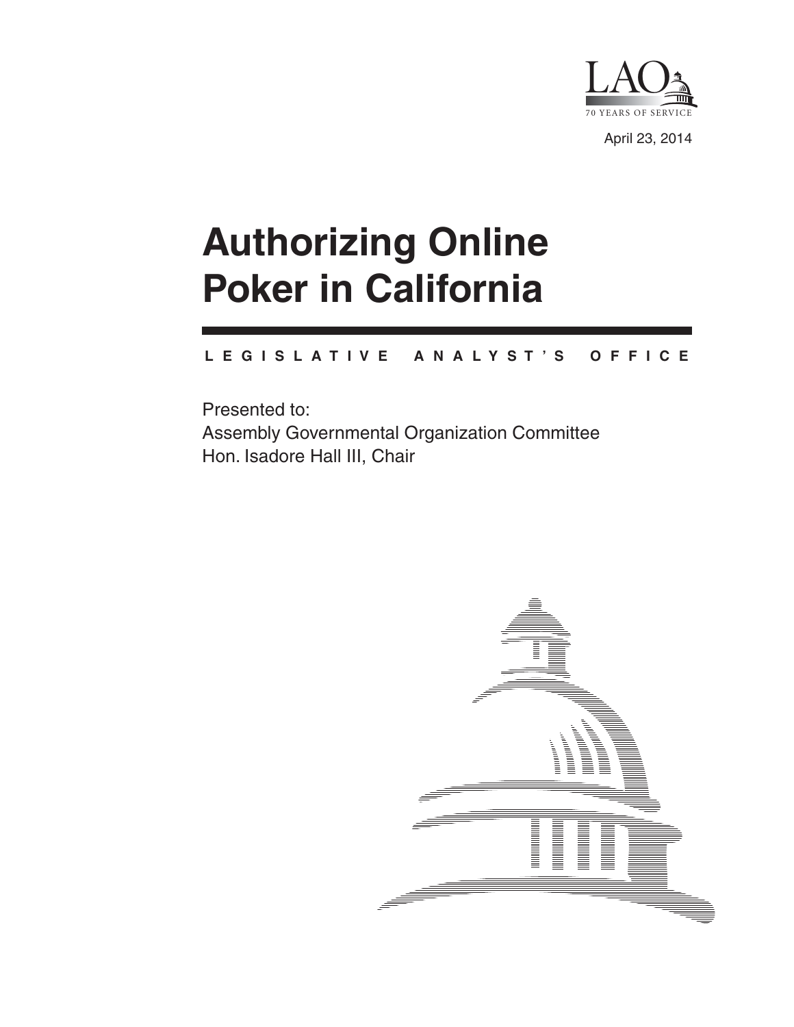LAO

70 YEARS OF SERVICE

April 23, 2014

# Authorizing Online Poker in California

LEGISLATIVE ANALYST'S OFFICE

Presented to:

Assembly Governmental Organization Committee

Hon. Isadore Hall III, Chair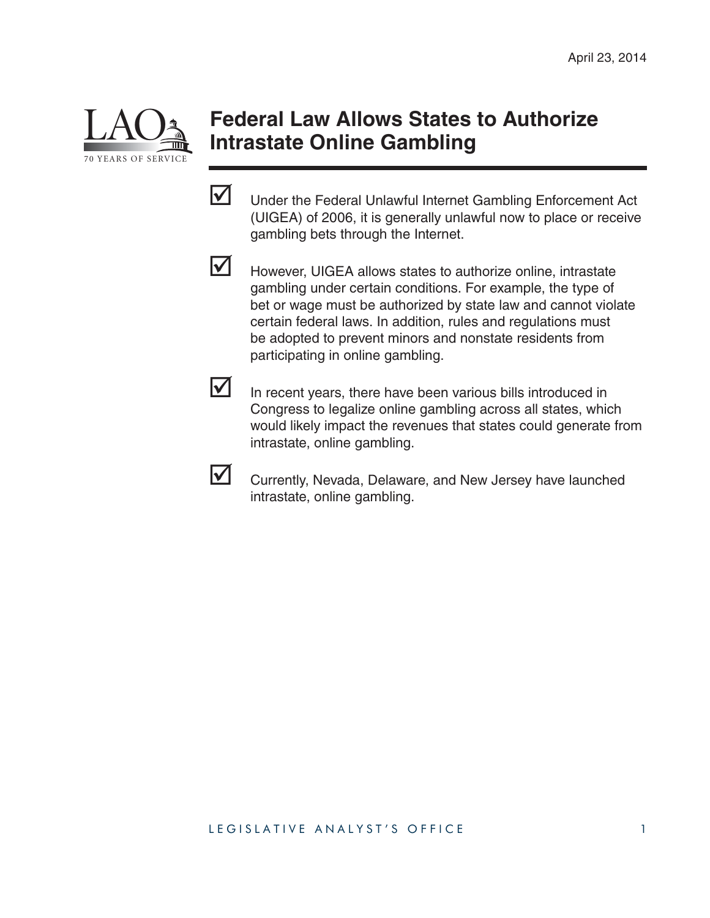April 23, 2014

# Federal Law Allows States to Authorize Intrastate Online Gambling

- ☑ Under the Federal Unlawful Internet Gambling Enforcement Act (UIGEA) of 2006, it is generally unlawful now to place or receive gambling bets through the Internet.

- ☑ However, UIGEA allows states to authorize online, intrastate gambling under certain conditions. For example, the type of bet or wage must be authorized by state law and cannot violate certain federal laws. In addition, rules and regulations must be adopted to prevent minors and nonstate residents from participating in online gambling.

- ☑ In recent years, there have been various bills introduced in Congress to legalize online gambling across all states, which would likely impact the revenues that states could generate from intrastate, online gambling.

- ☑ Currently, Nevada, Delaware, and New Jersey have launched intrastate, online gambling.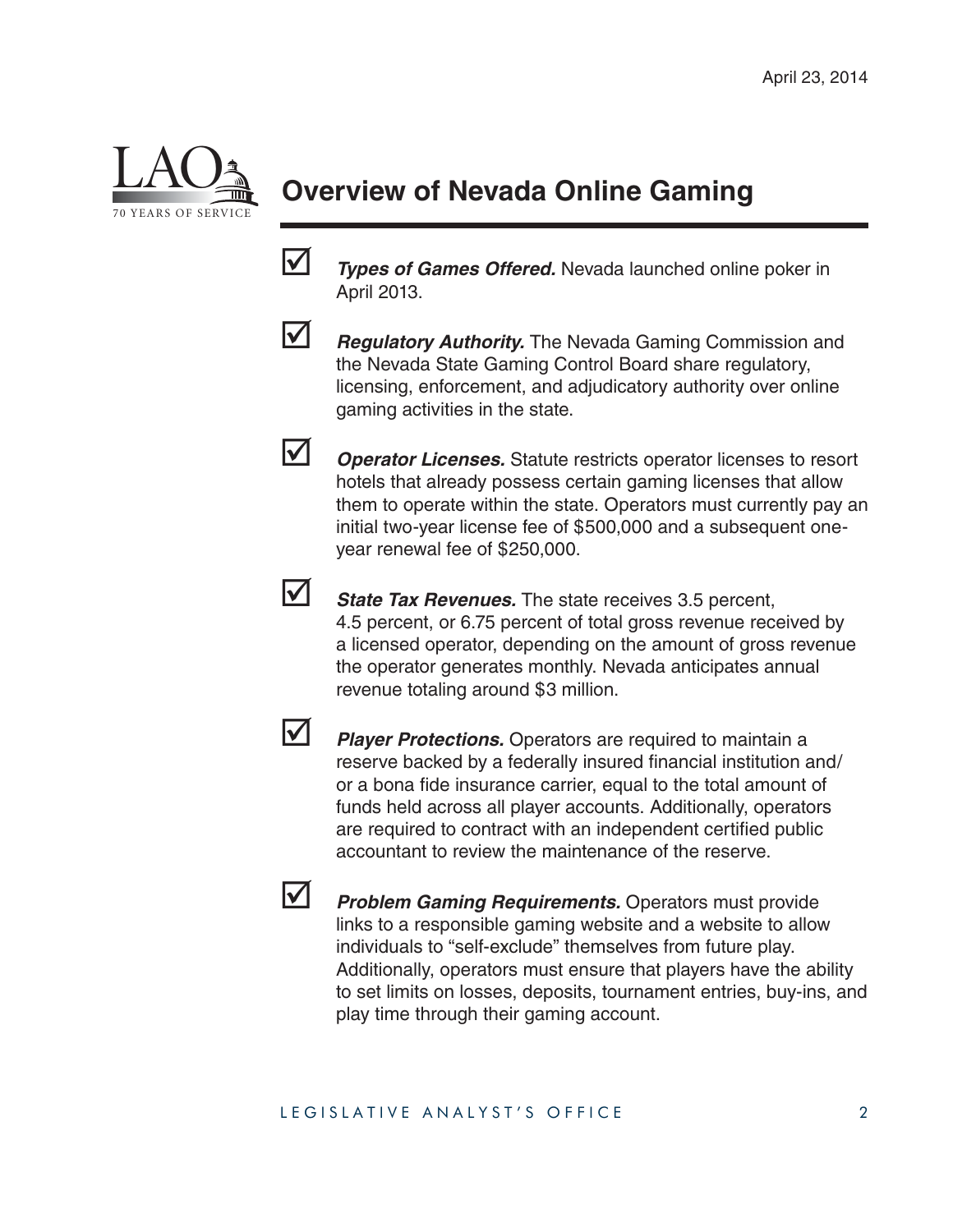# Overview of Nevada Online Gaming

- ***Types of Games Offered.*** Nevada launched online poker in April 2013.

- ***Regulatory Authority.*** The Nevada Gaming Commission and the Nevada State Gaming Control Board share regulatory, licensing, enforcement, and adjudicatory authority over online gaming activities in the state.

- ***Operator Licenses.*** Statute restricts operator licenses to resort hotels that already possess certain gaming licenses that allow them to operate within the state. Operators must currently pay an initial two-year license fee of $500,000 and a subsequent one-year renewal fee of $250,000.

- ***State Tax Revenues.*** The state receives 3.5 percent, 4.5 percent, or 6.75 percent of total gross revenue received by a licensed operator, depending on the amount of gross revenue the operator generates monthly. Nevada anticipates annual revenue totaling around $3 million.

- ***Player Protections.*** Operators are required to maintain a reserve backed by a federally insured financial institution and/or a bona fide insurance carrier, equal to the total amount of funds held across all player accounts. Additionally, operators are required to contract with an independent certified public accountant to review the maintenance of the reserve.

- ***Problem Gaming Requirements.*** Operators must provide links to a responsible gaming website and a website to allow individuals to "self-exclude" themselves from future play. Additionally, operators must ensure that players have the ability to set limits on losses, deposits, tournament entries, buy-ins, and play time through their gaming account.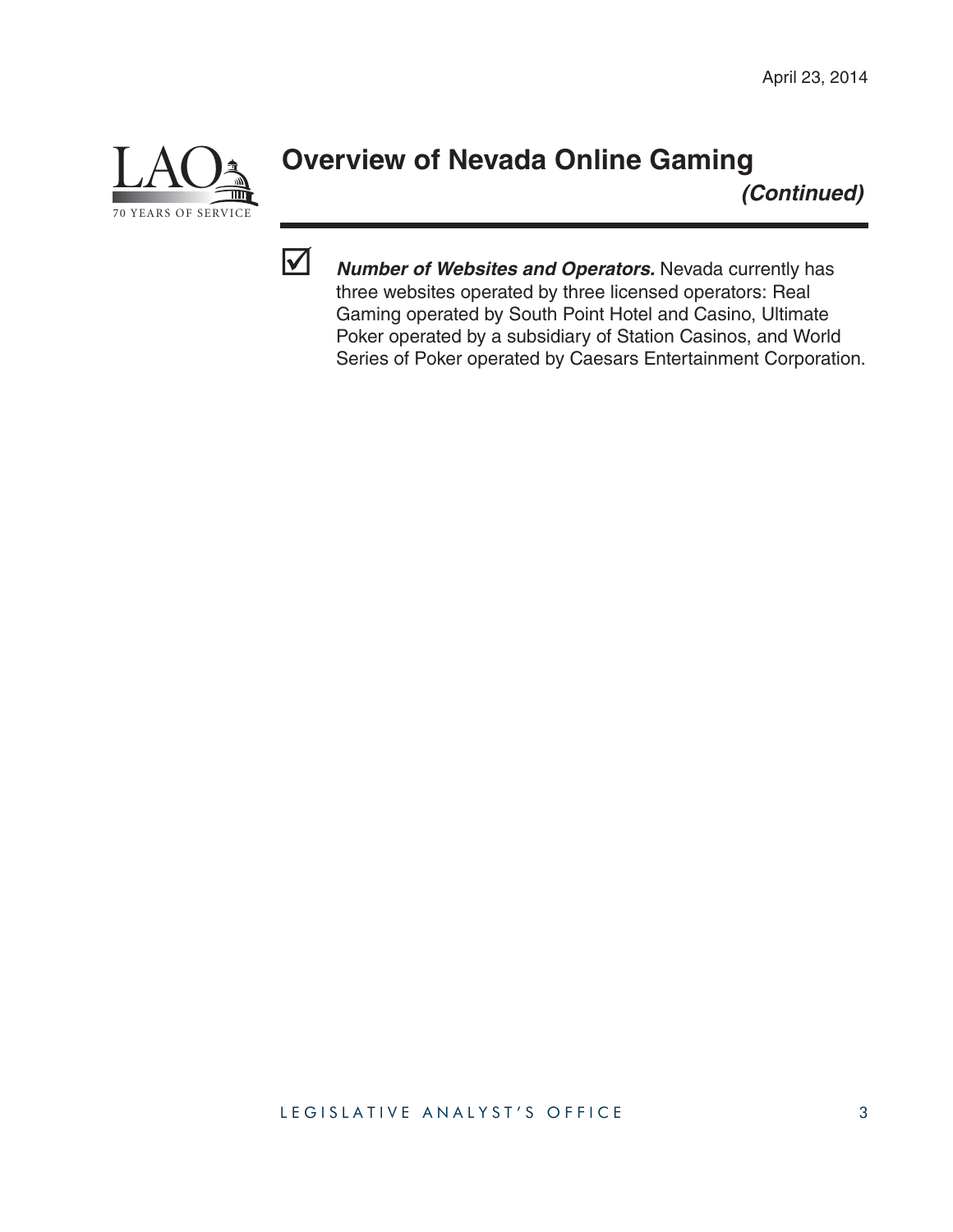## Overview of Nevada Online Gaming *(Continued)*

- ☑ ***Number of Websites and Operators.*** Nevada currently has three websites operated by three licensed operators: Real Gaming operated by South Point Hotel and Casino, Ultimate Poker operated by a subsidiary of Station Casinos, and World Series of Poker operated by Caesars Entertainment Corporation.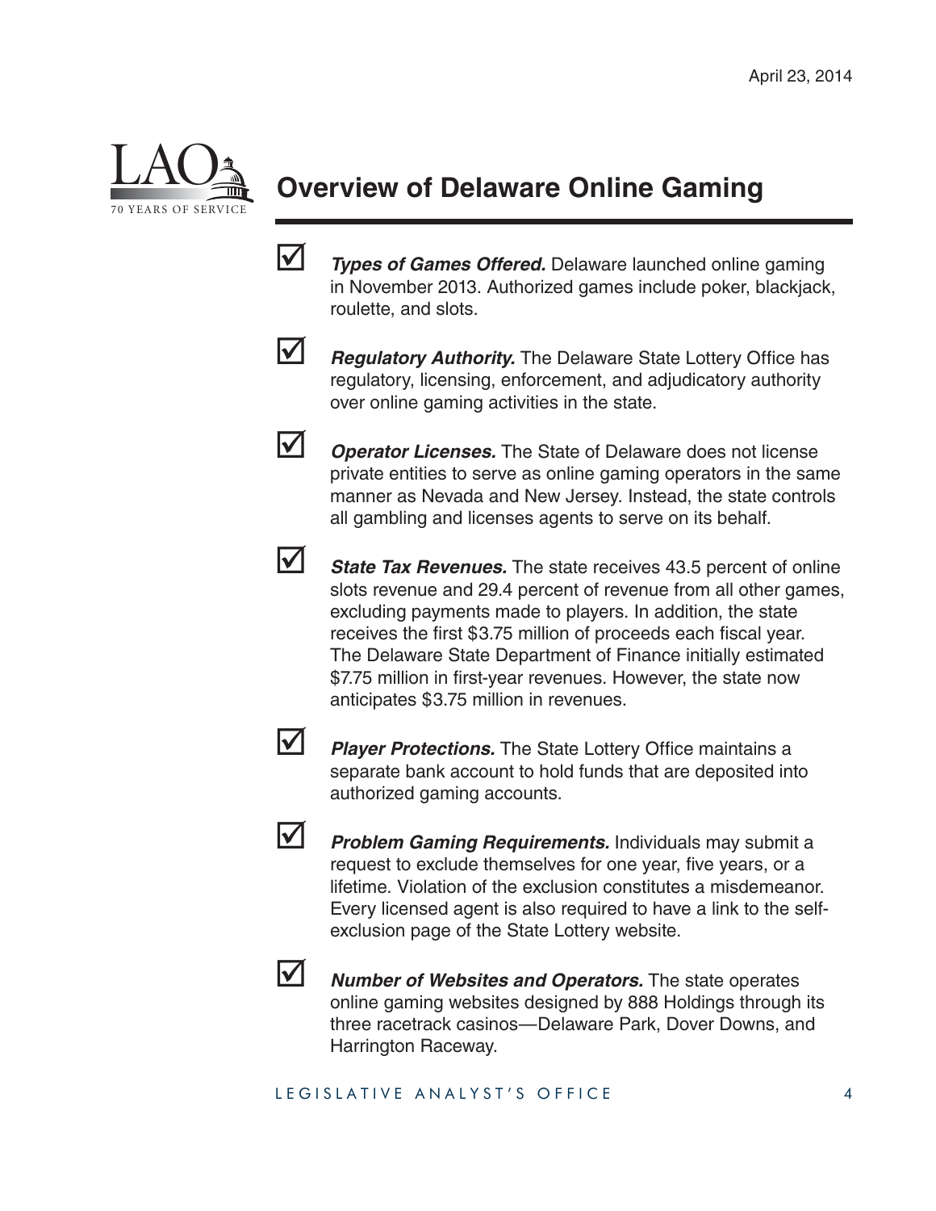# Overview of Delaware Online Gaming

- ***Types of Games Offered.*** Delaware launched online gaming in November 2013. Authorized games include poker, blackjack, roulette, and slots.

- ***Regulatory Authority.*** The Delaware State Lottery Office has regulatory, licensing, enforcement, and adjudicatory authority over online gaming activities in the state.

- ***Operator Licenses.*** The State of Delaware does not license private entities to serve as online gaming operators in the same manner as Nevada and New Jersey. Instead, the state controls all gambling and licenses agents to serve on its behalf.

- ***State Tax Revenues.*** The state receives 43.5 percent of online slots revenue and 29.4 percent of revenue from all other games, excluding payments made to players. In addition, the state receives the first $3.75 million of proceeds each fiscal year. The Delaware State Department of Finance initially estimated $7.75 million in first-year revenues. However, the state now anticipates $3.75 million in revenues.

- ***Player Protections.*** The State Lottery Office maintains a separate bank account to hold funds that are deposited into authorized gaming accounts.

- ***Problem Gaming Requirements.*** Individuals may submit a request to exclude themselves for one year, five years, or a lifetime. Violation of the exclusion constitutes a misdemeanor. Every licensed agent is also required to have a link to the self-exclusion page of the State Lottery website.

- ***Number of Websites and Operators.*** The state operates online gaming websites designed by 888 Holdings through its three racetrack casinos—Delaware Park, Dover Downs, and Harrington Raceway.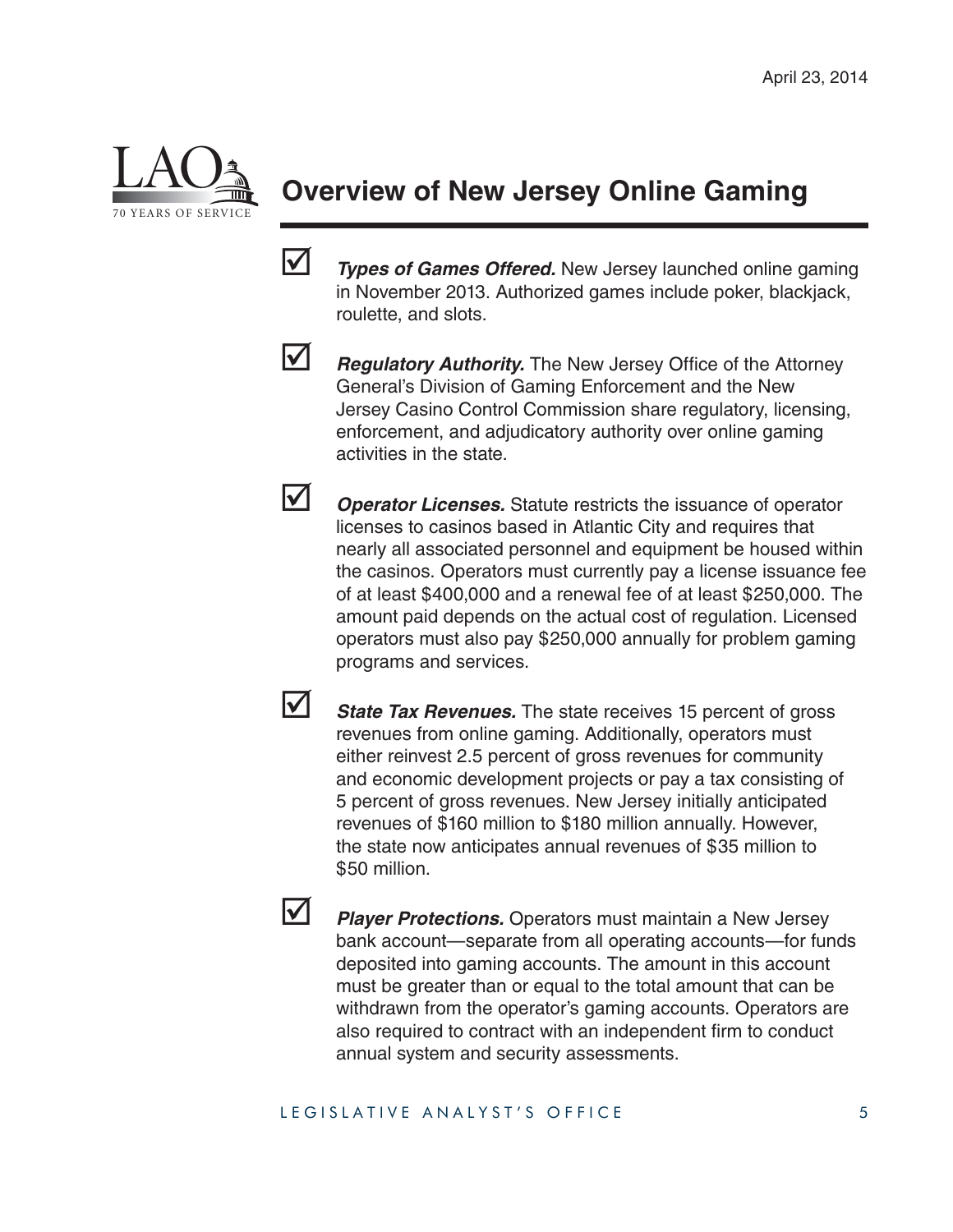## Overview of New Jersey Online Gaming

- ***Types of Games Offered.*** New Jersey launched online gaming in November 2013. Authorized games include poker, blackjack, roulette, and slots.

- ***Regulatory Authority.*** The New Jersey Office of the Attorney General's Division of Gaming Enforcement and the New Jersey Casino Control Commission share regulatory, licensing, enforcement, and adjudicatory authority over online gaming activities in the state.

- ***Operator Licenses.*** Statute restricts the issuance of operator licenses to casinos based in Atlantic City and requires that nearly all associated personnel and equipment be housed within the casinos. Operators must currently pay a license issuance fee of at least $400,000 and a renewal fee of at least $250,000. The amount paid depends on the actual cost of regulation. Licensed operators must also pay $250,000 annually for problem gaming programs and services.

- ***State Tax Revenues.*** The state receives 15 percent of gross revenues from online gaming. Additionally, operators must either reinvest 2.5 percent of gross revenues for community and economic development projects or pay a tax consisting of 5 percent of gross revenues. New Jersey initially anticipated revenues of $160 million to $180 million annually. However, the state now anticipates annual revenues of $35 million to $50 million.

- ***Player Protections.*** Operators must maintain a New Jersey bank account—separate from all operating accounts—for funds deposited into gaming accounts. The amount in this account must be greater than or equal to the total amount that can be withdrawn from the operator's gaming accounts. Operators are also required to contract with an independent firm to conduct annual system and security assessments.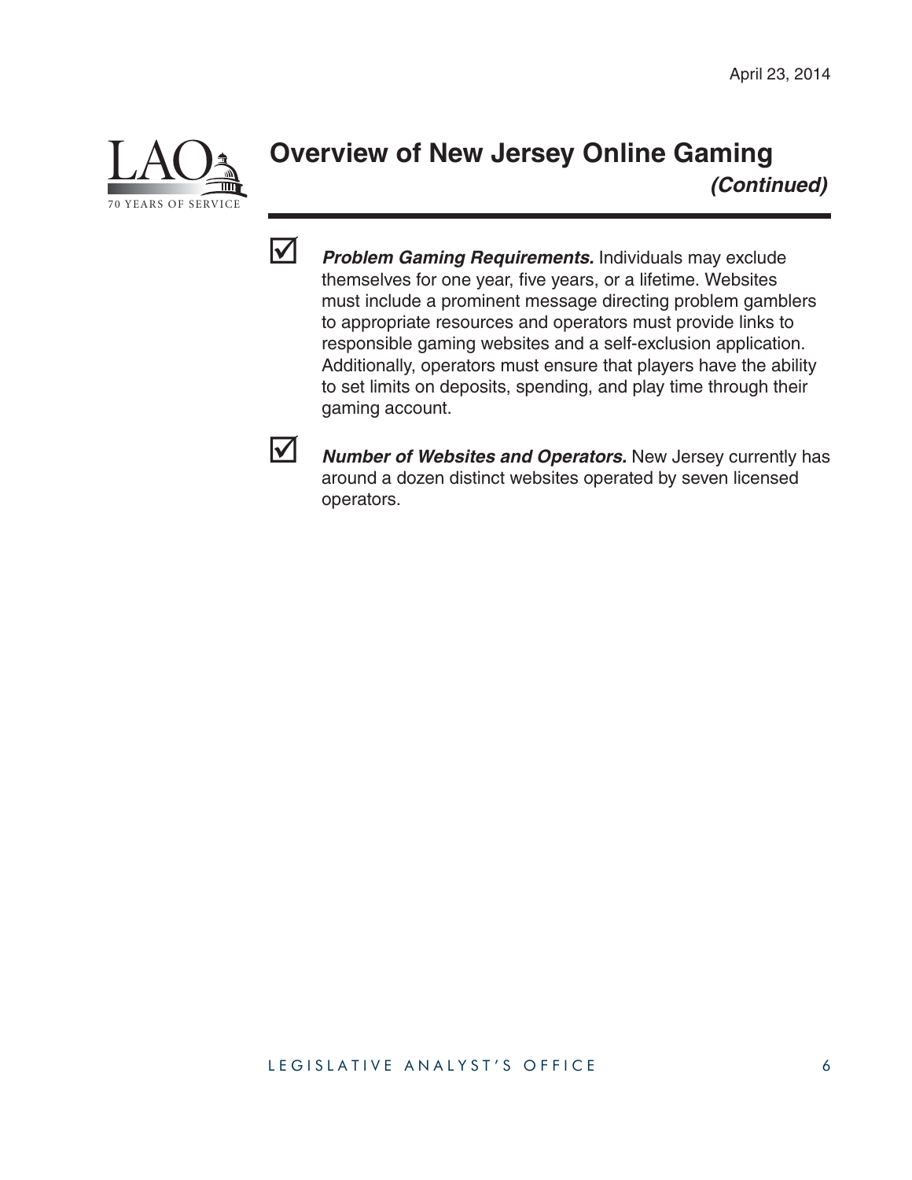## Overview of New Jersey Online Gaming *(Continued)*

- ☑ ***Problem Gaming Requirements.*** Individuals may exclude themselves for one year, five years, or a lifetime. Websites must include a prominent message directing problem gamblers to appropriate resources and operators must provide links to responsible gaming websites and a self-exclusion application. Additionally, operators must ensure that players have the ability to set limits on deposits, spending, and play time through their gaming account.

- ☑ ***Number of Websites and Operators.*** New Jersey currently has around a dozen distinct websites operated by seven licensed operators.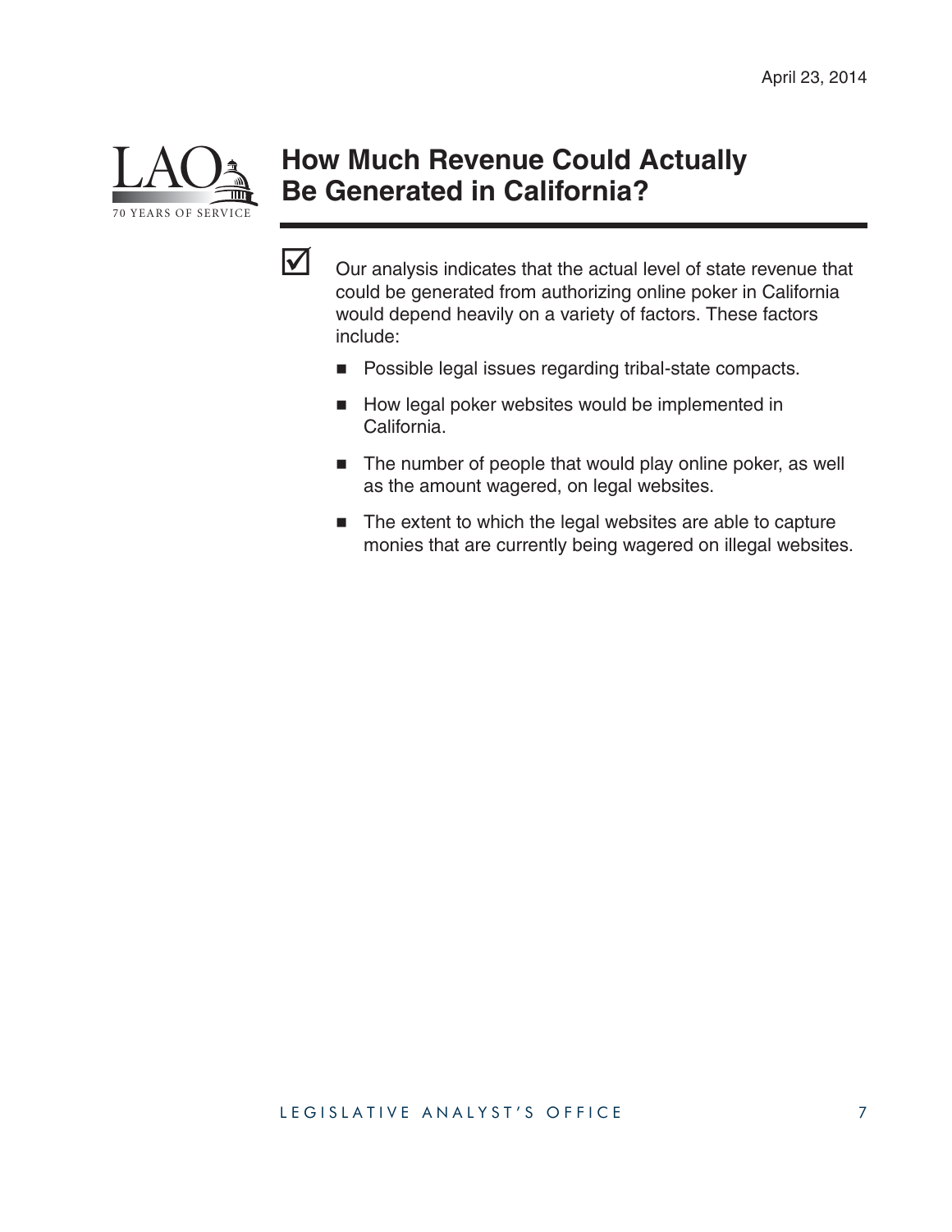# How Much Revenue Could Actually Be Generated in California?

- Our analysis indicates that the actual level of state revenue that could be generated from authorizing online poker in California would depend heavily on a variety of factors. These factors include:
  - Possible legal issues regarding tribal-state compacts.
  - How legal poker websites would be implemented in California.
  - The number of people that would play online poker, as well as the amount wagered, on legal websites.
  - The extent to which the legal websites are able to capture monies that are currently being wagered on illegal websites.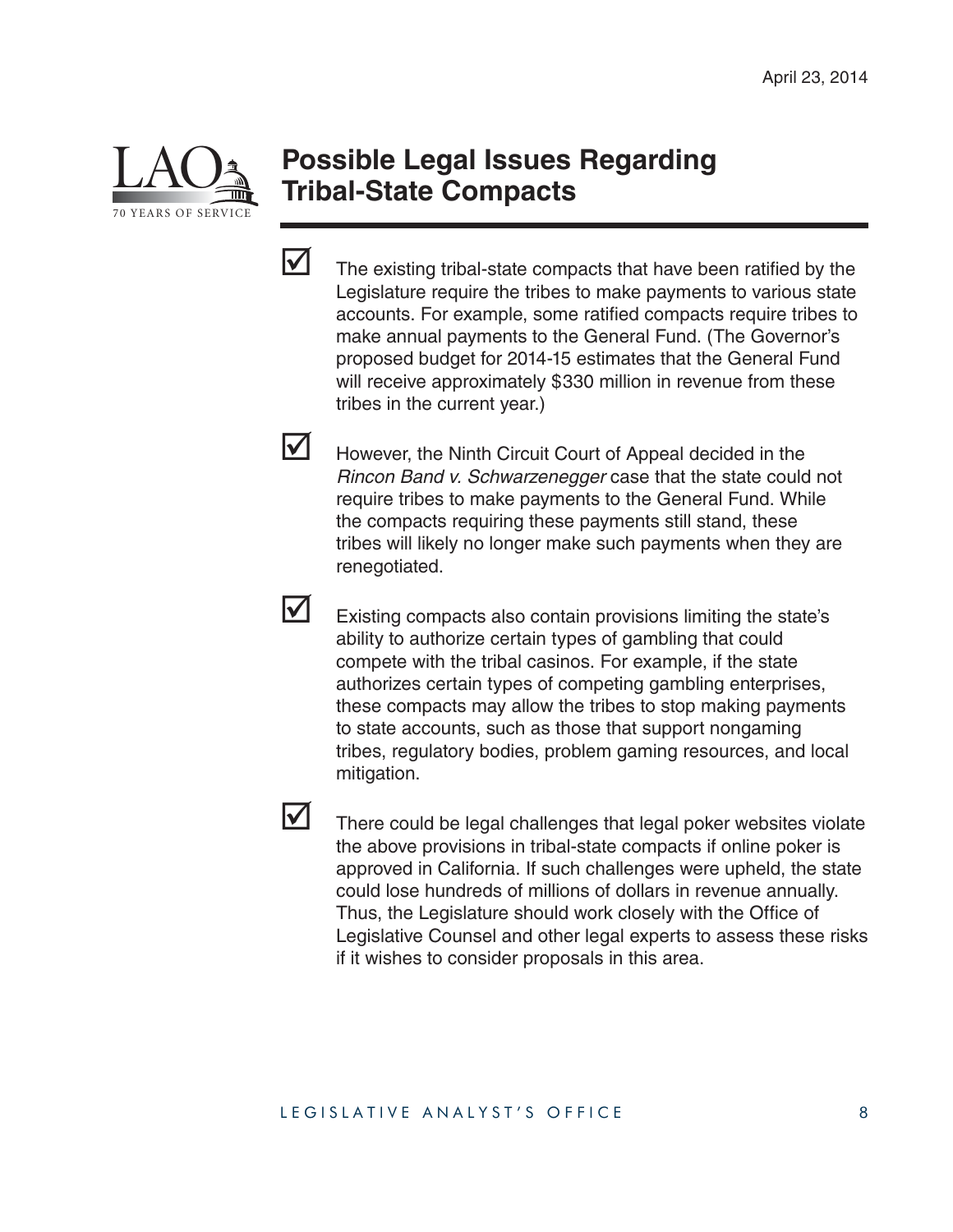## Possible Legal Issues Regarding Tribal-State Compacts

- The existing tribal-state compacts that have been ratified by the Legislature require the tribes to make payments to various state accounts. For example, some ratified compacts require tribes to make annual payments to the General Fund. (The Governor's proposed budget for 2014-15 estimates that the General Fund will receive approximately $330 million in revenue from these tribes in the current year.)

- However, the Ninth Circuit Court of Appeal decided in the *Rincon Band v. Schwarzenegger* case that the state could not require tribes to make payments to the General Fund. While the compacts requiring these payments still stand, these tribes will likely no longer make such payments when they are renegotiated.

- Existing compacts also contain provisions limiting the state's ability to authorize certain types of gambling that could compete with the tribal casinos. For example, if the state authorizes certain types of competing gambling enterprises, these compacts may allow the tribes to stop making payments to state accounts, such as those that support nongaming tribes, regulatory bodies, problem gaming resources, and local mitigation.

- There could be legal challenges that legal poker websites violate the above provisions in tribal-state compacts if online poker is approved in California. If such challenges were upheld, the state could lose hundreds of millions of dollars in revenue annually. Thus, the Legislature should work closely with the Office of Legislative Counsel and other legal experts to assess these risks if it wishes to consider proposals in this area.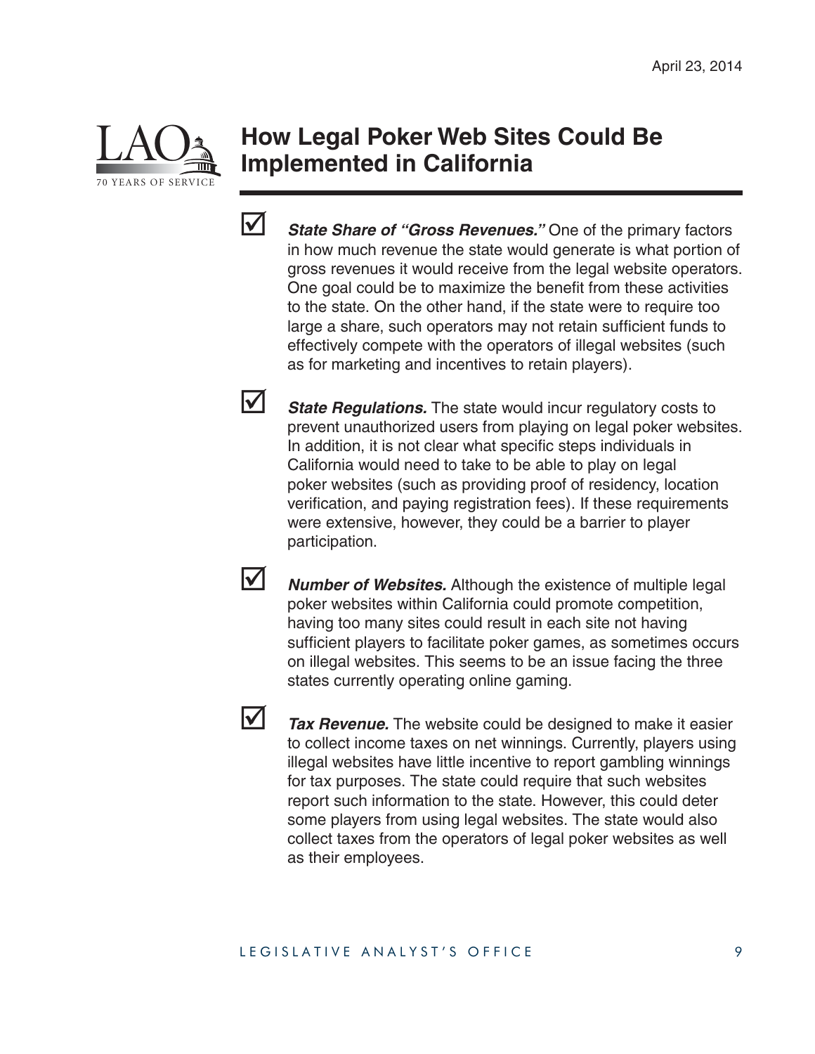## How Legal Poker Web Sites Could Be Implemented in California

- ***State Share of "Gross Revenues."*** One of the primary factors in how much revenue the state would generate is what portion of gross revenues it would receive from the legal website operators. One goal could be to maximize the benefit from these activities to the state. On the other hand, if the state were to require too large a share, such operators may not retain sufficient funds to effectively compete with the operators of illegal websites (such as for marketing and incentives to retain players).

- ***State Regulations.*** The state would incur regulatory costs to prevent unauthorized users from playing on legal poker websites. In addition, it is not clear what specific steps individuals in California would need to take to be able to play on legal poker websites (such as providing proof of residency, location verification, and paying registration fees). If these requirements were extensive, however, they could be a barrier to player participation.

- ***Number of Websites.*** Although the existence of multiple legal poker websites within California could promote competition, having too many sites could result in each site not having sufficient players to facilitate poker games, as sometimes occurs on illegal websites. This seems to be an issue facing the three states currently operating online gaming.

- ***Tax Revenue.*** The website could be designed to make it easier to collect income taxes on net winnings. Currently, players using illegal websites have little incentive to report gambling winnings for tax purposes. The state could require that such websites report such information to the state. However, this could deter some players from using legal websites. The state would also collect taxes from the operators of legal poker websites as well as their employees.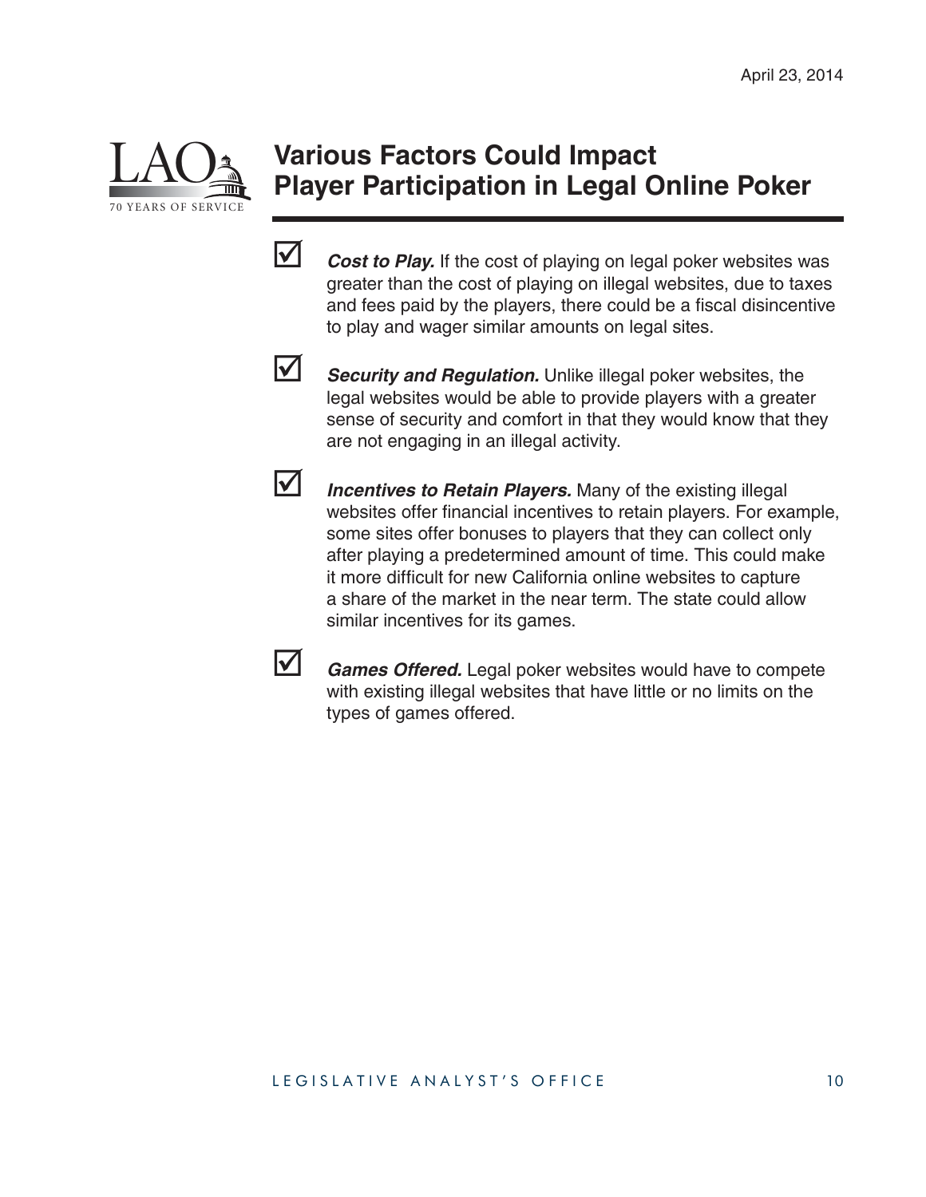# Various Factors Could Impact Player Participation in Legal Online Poker

- ***Cost to Play.*** If the cost of playing on legal poker websites was greater than the cost of playing on illegal websites, due to taxes and fees paid by the players, there could be a fiscal disincentive to play and wager similar amounts on legal sites.

- ***Security and Regulation.*** Unlike illegal poker websites, the legal websites would be able to provide players with a greater sense of security and comfort in that they would know that they are not engaging in an illegal activity.

- ***Incentives to Retain Players.*** Many of the existing illegal websites offer financial incentives to retain players. For example, some sites offer bonuses to players that they can collect only after playing a predetermined amount of time. This could make it more difficult for new California online websites to capture a share of the market in the near term. The state could allow similar incentives for its games.

- ***Games Offered.*** Legal poker websites would have to compete with existing illegal websites that have little or no limits on the types of games offered.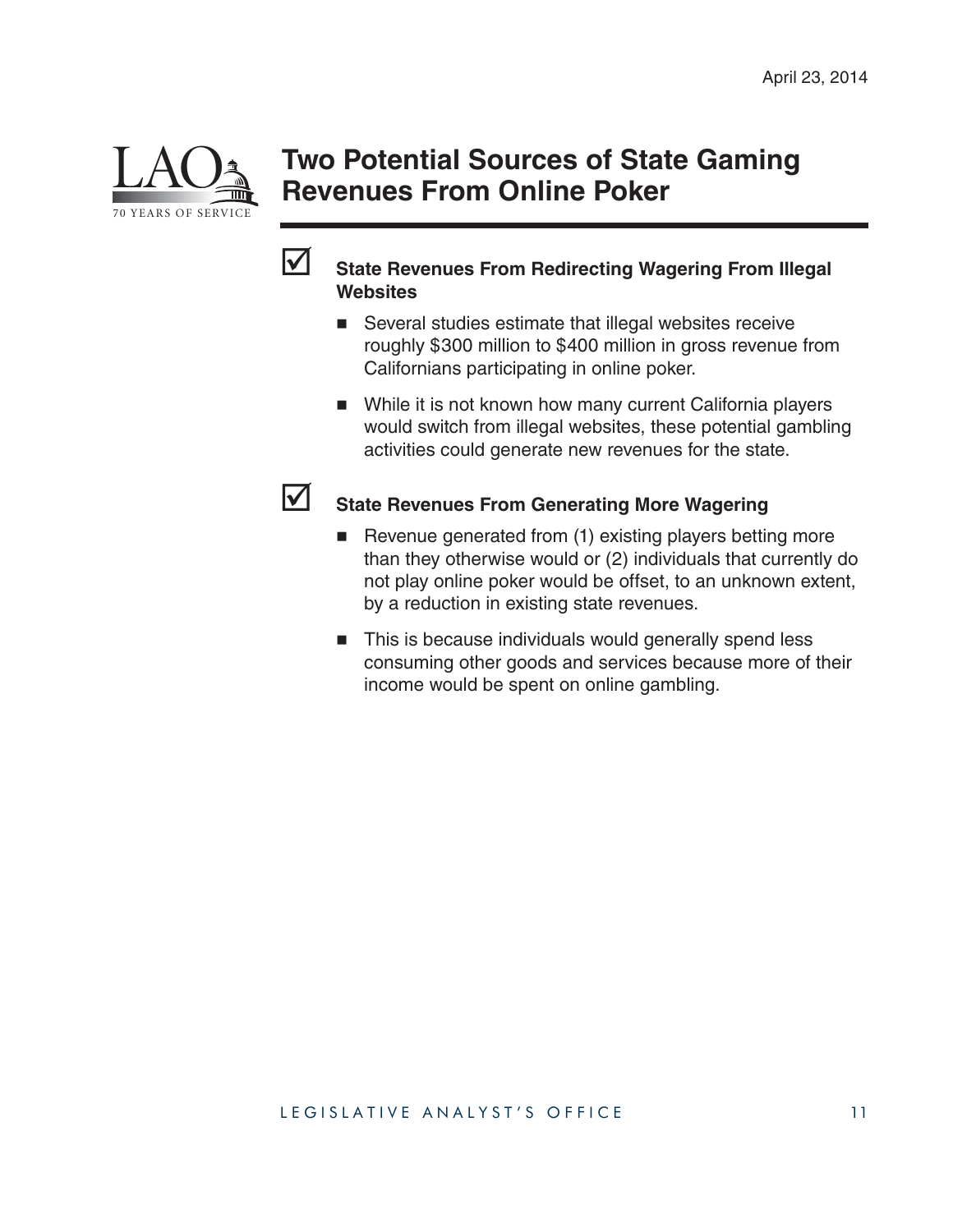# Two Potential Sources of State Gaming Revenues From Online Poker

- ☑ **State Revenues From Redirecting Wagering From Illegal Websites**
  - Several studies estimate that illegal websites receive roughly $300 million to $400 million in gross revenue from Californians participating in online poker.
  - While it is not known how many current California players would switch from illegal websites, these potential gambling activities could generate new revenues for the state.

- ☑ **State Revenues From Generating More Wagering**
  - Revenue generated from (1) existing players betting more than they otherwise would or (2) individuals that currently do not play online poker would be offset, to an unknown extent, by a reduction in existing state revenues.
  - This is because individuals would generally spend less consuming other goods and services because more of their income would be spent on online gambling.